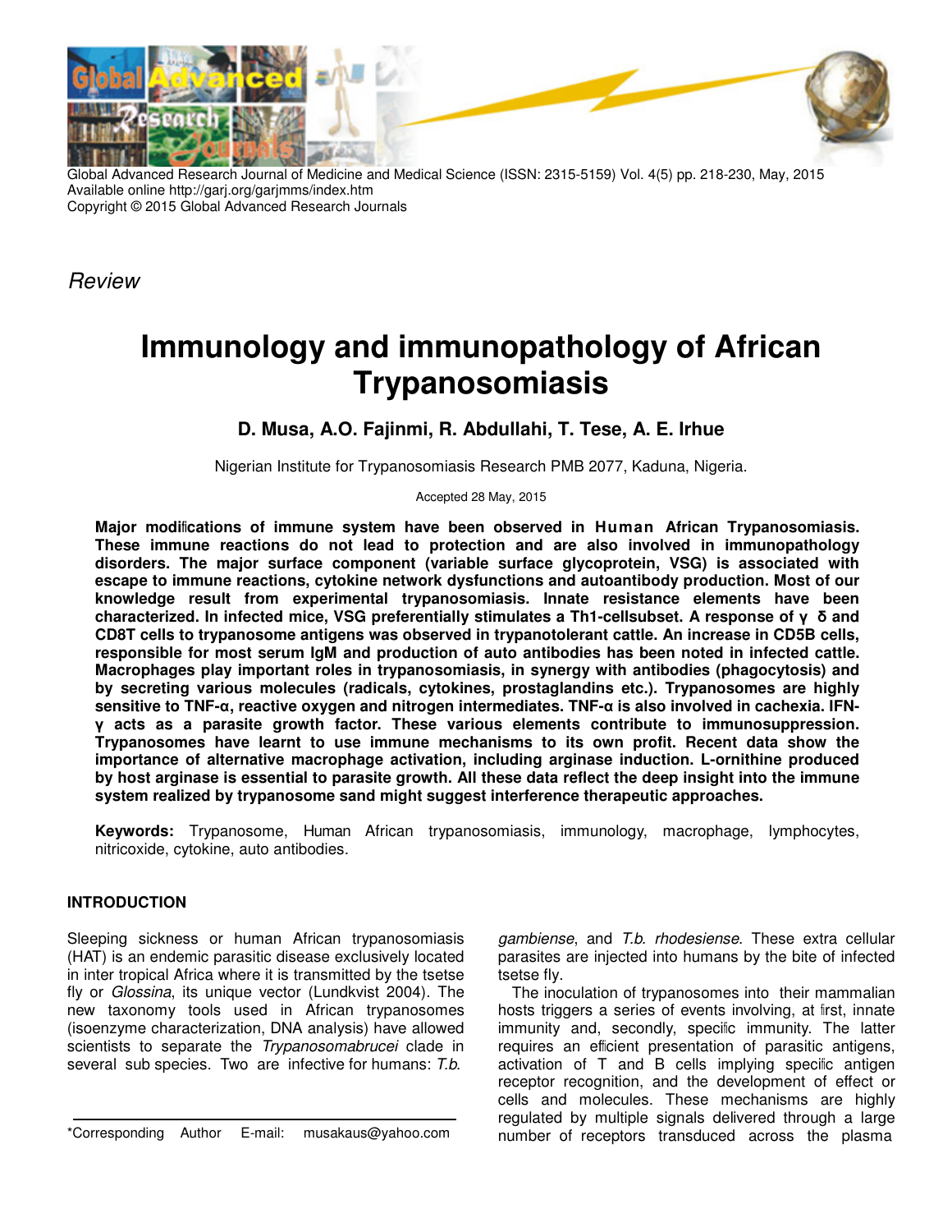Global Advanced Research Journal of Medicine and Medical Science (ISSN: 2315-5159) Vol. 4(5) pp. 218-230, May, 2015
Available online http://garj.org/garjmms/index.htm
Copyright © 2015 Global Advanced Research Journals

*Review*

# Immunology and immunopathology of African Trypanosomiasis

**D. Musa, A.O. Fajinmi, R. Abdullahi, T. Tese, A. E. Irhue**

Nigerian Institute for Trypanosomiasis Research PMB 2077, Kaduna, Nigeria.

Accepted 28 May, 2015

**Major modifications of immune system have been observed in Human African Trypanosomiasis. These immune reactions do not lead to protection and are also involved in immunopathology disorders. The major surface component (variable surface glycoprotein, VSG) is associated with escape to immune reactions, cytokine network dysfunctions and autoantibody production. Most of our knowledge result from experimental trypanosomiasis. Innate resistance elements have been characterized. In infected mice, VSG preferentially stimulates a Th1-cellsubset. A response of γ δ and CD8T cells to trypanosome antigens was observed in trypanotolerant cattle. An increase in CD5B cells, responsible for most serum IgM and production of auto antibodies has been noted in infected cattle. Macrophages play important roles in trypanosomiasis, in synergy with antibodies (phagocytosis) and by secreting various molecules (radicals, cytokines, prostaglandins etc.). Trypanosomes are highly sensitive to TNF-α, reactive oxygen and nitrogen intermediates. TNF-α is also involved in cachexia. IFN-γ acts as a parasite growth factor. These various elements contribute to immunosuppression. Trypanosomes have learnt to use immune mechanisms to its own profit. Recent data show the importance of alternative macrophage activation, including arginase induction. L-ornithine produced by host arginase is essential to parasite growth. All these data reflect the deep insight into the immune system realized by trypanosome sand might suggest interference therapeutic approaches.**

**Keywords:** Trypanosome, Human African trypanosomiasis, immunology, macrophage, lymphocytes, nitricoxide, cytokine, auto antibodies.

## INTRODUCTION

Sleeping sickness or human African trypanosomiasis (HAT) is an endemic parasitic disease exclusively located in inter tropical Africa where it is transmitted by the tsetse fly or *Glossina*, its unique vector (Lundkvist 2004). The new taxonomy tools used in African trypanosomes (isoenzyme characterization, DNA analysis) have allowed scientists to separate the *Trypanosomabrucei* clade in several sub species. Two are infective for humans: *T.b. gambiense*, and *T.b. rhodesiense*. These extra cellular parasites are injected into humans by the bite of infected tsetse fly.

The inoculation of trypanosomes into their mammalian hosts triggers a series of events involving, at first, innate immunity and, secondly, specific immunity. The latter requires an efficient presentation of parasitic antigens, activation of T and B cells implying specific antigen receptor recognition, and the development of effect or cells and molecules. These mechanisms are highly regulated by multiple signals delivered through a large number of receptors transduced across the plasma

*Corresponding Author E-mail: musakaus@yahoo.com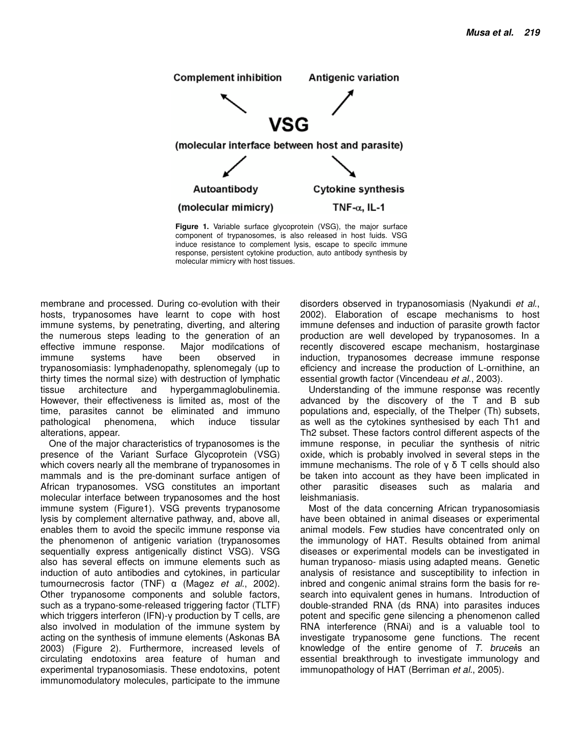Complement inhibition

Antigenic variation

**VSG**

(molecular interface between host and parasite)

Autoantibody

(molecular mimicry)

Cytokine synthesis

TNF-α, IL-1

**Figure 1.** Variable surface glycoprotein (VSG), the major surface component of trypanosomes, is also released in host fluids. VSG induce resistance to complement lysis, escape to specific immune response, persistent cytokine production, auto antibody synthesis by molecular mimicry with host tissues.

membrane and processed. During co-evolution with their hosts, trypanosomes have learnt to cope with host immune systems, by penetrating, diverting, and altering the numerous steps leading to the generation of an effective immune response. Major modifications of immune systems have been observed in trypanosomiasis: lymphadenopathy, splenomegaly (up to thirty times the normal size) with destruction of lymphatic tissue architecture and hypergammaglobulinemia. However, their effectiveness is limited as, most of the time, parasites cannot be eliminated and immuno pathological phenomena, which induce tissular alterations, appear.

One of the major characteristics of trypanosomes is the presence of the Variant Surface Glycoprotein (VSG) which covers nearly all the membrane of trypanosomes in mammals and is the pre-dominant surface antigen of African trypanosomes. VSG constitutes an important molecular interface between trypanosomes and the host immune system (Figure1). VSG prevents trypanosome lysis by complement alternative pathway, and, above all, enables them to avoid the specific immune response via the phenomenon of antigenic variation (trypanosomes sequentially express antigenically distinct VSG). VSG also has several effects on immune elements such as induction of auto antibodies and cytokines, in particular tumournecrosis factor (TNF) α (Magez *et al*., 2002). Other trypanosome components and soluble factors, such as a trypano-some-released triggering factor (TLTF) which triggers interferon (IFN)-γ production by T cells, are also involved in modulation of the immune system by acting on the synthesis of immune elements (Askonas BA 2003) (Figure 2). Furthermore, increased levels of circulating endotoxins area feature of human and experimental trypanosomiasis. These endotoxins, potent immunomodulatory molecules, participate to the immune disorders observed in trypanosomiasis (Nyakundi *et al*., 2002). Elaboration of escape mechanisms to host immune defenses and induction of parasite growth factor production are well developed by trypanosomes. In a recently discovered escape mechanism, hostarginase induction, trypanosomes decrease immune response efficiency and increase the production of L-ornithine, an essential growth factor (Vincendeau *et al*., 2003).

Understanding of the immune response was recently advanced by the discovery of the T and B sub populations and, especially, of the Thelper (Th) subsets, as well as the cytokines synthesised by each Th1 and Th2 subset. These factors control different aspects of the immune response, in peculiar the synthesis of nitric oxide, which is probably involved in several steps in the immune mechanisms. The role of γ δ T cells should also be taken into account as they have been implicated in other parasitic diseases such as malaria and leishmaniasis.

Most of the data concerning African trypanosomiasis have been obtained in animal diseases or experimental animal models. Few studies have concentrated only on the immunology of HAT. Results obtained from animal diseases or experimental models can be investigated in human trypanoso- miasis using adapted means. Genetic analysis of resistance and susceptibility to infection in inbred and congenic animal strains form the basis for re-search into equivalent genes in humans. Introduction of double-stranded RNA (ds RNA) into parasites induces potent and specific gene silencing a phenomenon called RNA interference (RNAi) and is a valuable tool to investigate trypanosome gene functions. The recent knowledge of the entire genome of *T. brucei*is an essential breakthrough to investigate immunology and immunopathology of HAT (Berriman *et al*., 2005).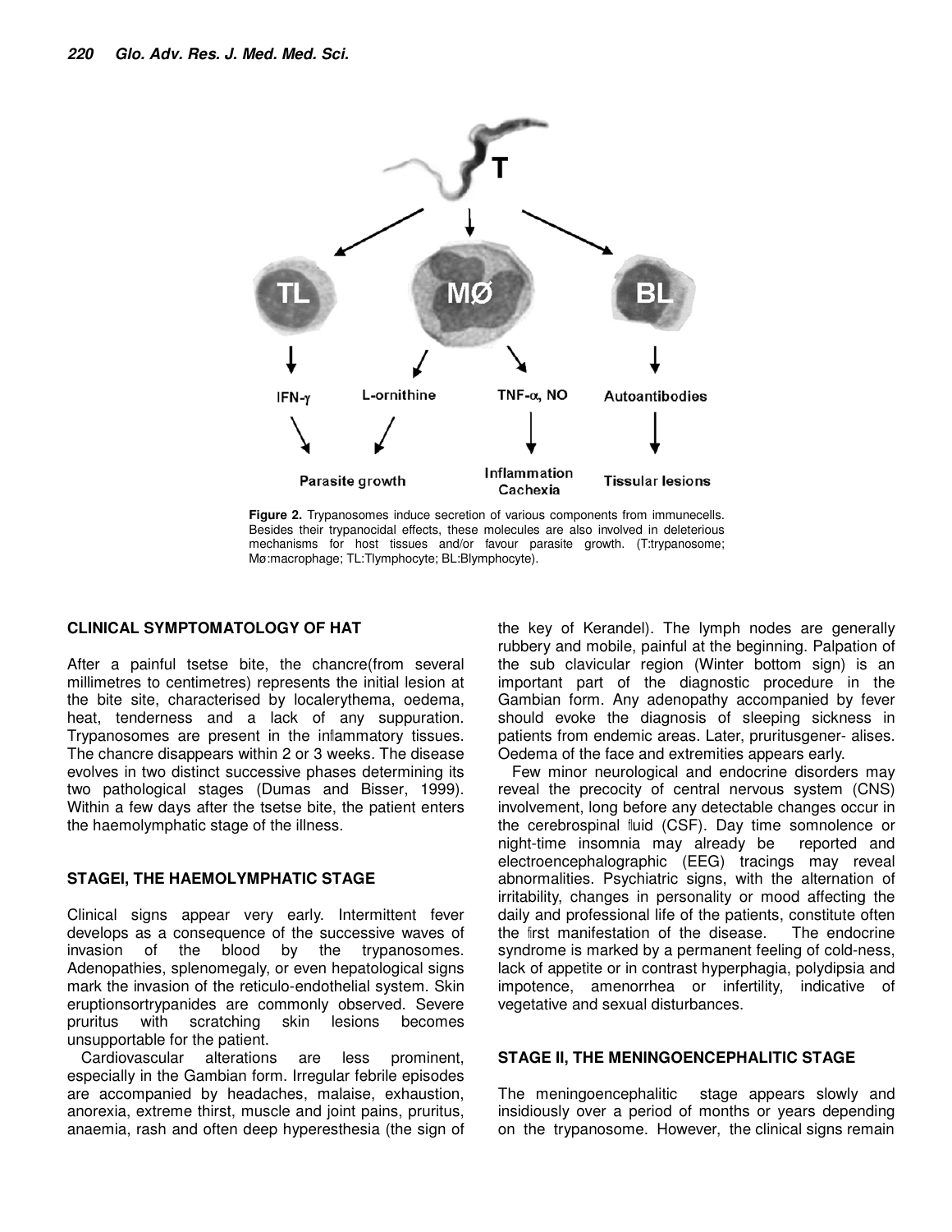**Figure 2.** Trypanosomes induce secretion of various components from immunecells. Besides their trypanocidal effects, these molecules are also involved in deleterious mechanisms for host tissues and/or favour parasite growth. (T:trypanosome; Mø:macrophage; TL:Tlymphocyte; BL:Blymphocyte).

## CLINICAL SYMPTOMATOLOGY OF HAT

After a painful tsetse bite, the chancre(from several millimetres to centimetres) represents the initial lesion at the bite site, characterised by localerythema, oedema, heat, tenderness and a lack of any suppuration. Trypanosomes are present in the inflammatory tissues. The chancre disappears within 2 or 3 weeks. The disease evolves in two distinct successive phases determining its two pathological stages (Dumas and Bisser, 1999). Within a few days after the tsetse bite, the patient enters the haemolymphatic stage of the illness.

## STAGEI, THE HAEMOLYMPHATIC STAGE

Clinical signs appear very early. Intermittent fever develops as a consequence of the successive waves of invasion of the blood by the trypanosomes. Adenopathies, splenomegaly, or even hepatological signs mark the invasion of the reticulo-endothelial system. Skin eruptionsortrypanides are commonly observed. Severe pruritus with scratching skin lesions becomes unsupportable for the patient.

Cardiovascular alterations are less prominent, especially in the Gambian form. Irregular febrile episodes are accompanied by headaches, malaise, exhaustion, anorexia, extreme thirst, muscle and joint pains, pruritus, anaemia, rash and often deep hyperesthesia (the sign of the key of Kerandel). The lymph nodes are generally rubbery and mobile, painful at the beginning. Palpation of the sub clavicular region (Winter bottom sign) is an important part of the diagnostic procedure in the Gambian form. Any adenopathy accompanied by fever should evoke the diagnosis of sleeping sickness in patients from endemic areas. Later, pruritusgener- alises. Oedema of the face and extremities appears early.

Few minor neurological and endocrine disorders may reveal the precocity of central nervous system (CNS) involvement, long before any detectable changes occur in the cerebrospinal fluid (CSF). Day time somnolence or night-time insomnia may already be reported and electroencephalographic (EEG) tracings may reveal abnormalities. Psychiatric signs, with the alternation of irritability, changes in personality or mood affecting the daily and professional life of the patients, constitute often the first manifestation of the disease. The endocrine syndrome is marked by a permanent feeling of cold-ness, lack of appetite or in contrast hyperphagia, polydipsia and impotence, amenorrhea or infertility, indicative of vegetative and sexual disturbances.

## STAGE II, THE MENINGOENCEPHALITIC STAGE

The meningoencephalitic stage appears slowly and insidiously over a period of months or years depending on the trypanosome. However, the clinical signs remain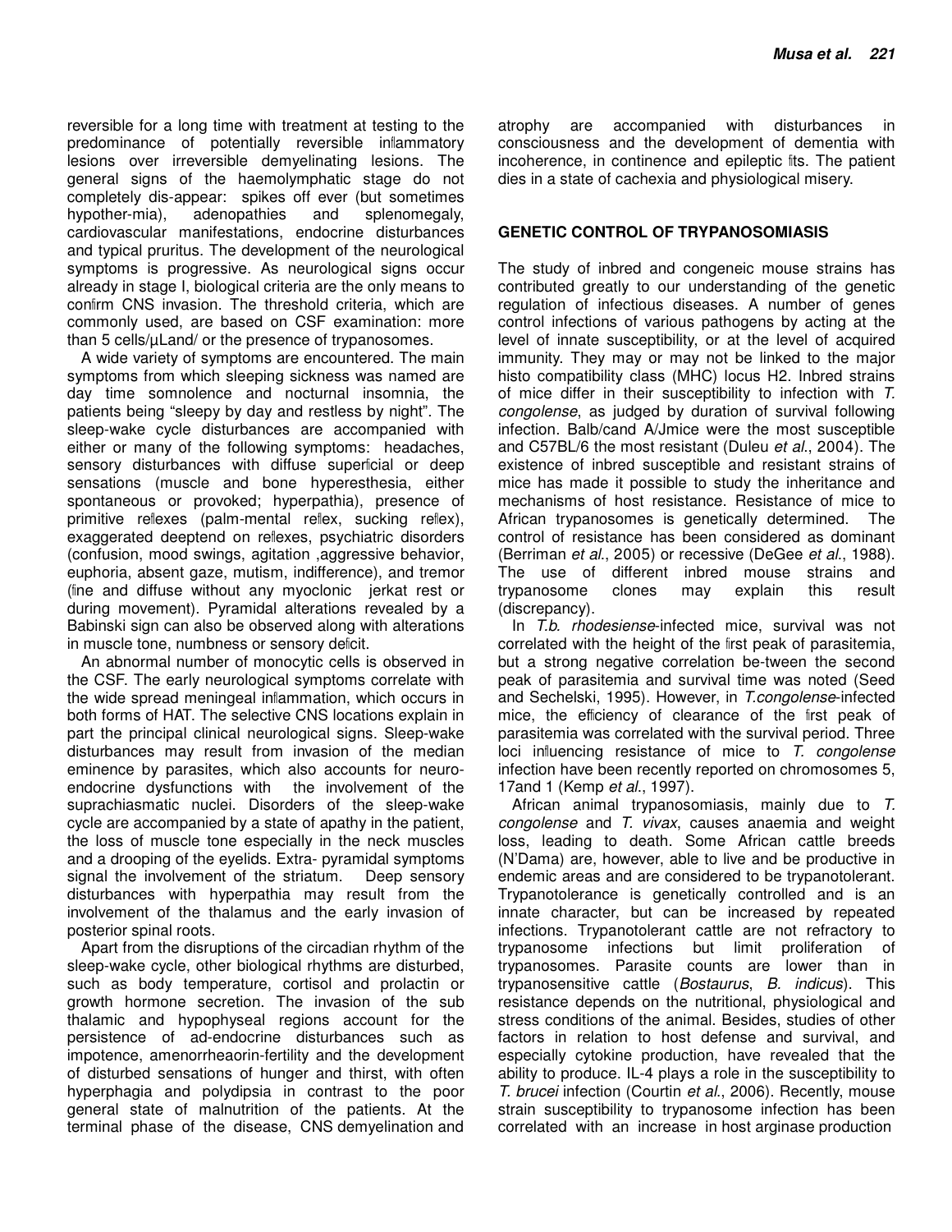reversible for a long time with treatment at testing to the predominance of potentially reversible inflammatory lesions over irreversible demyelinating lesions. The general signs of the haemolymphatic stage do not completely dis-appear: spikes off ever (but sometimes hypother-mia), adenopathies and splenomegaly, cardiovascular manifestations, endocrine disturbances and typical pruritus. The development of the neurological symptoms is progressive. As neurological signs occur already in stage I, biological criteria are the only means to confirm CNS invasion. The threshold criteria, which are commonly used, are based on CSF examination: more than 5 cells/µLand/ or the presence of trypanosomes.

A wide variety of symptoms are encountered. The main symptoms from which sleeping sickness was named are day time somnolence and nocturnal insomnia, the patients being "sleepy by day and restless by night". The sleep-wake cycle disturbances are accompanied with either or many of the following symptoms: headaches, sensory disturbances with diffuse superficial or deep sensations (muscle and bone hyperesthesia, either spontaneous or provoked; hyperpathia), presence of primitive reflexes (palm-mental reflex, sucking reflex), exaggerated deeptend on reflexes, psychiatric disorders (confusion, mood swings, agitation ,aggressive behavior, euphoria, absent gaze, mutism, indifference), and tremor (fine and diffuse without any myoclonic jerkat rest or during movement). Pyramidal alterations revealed by a Babinski sign can also be observed along with alterations in muscle tone, numbness or sensory deficit.

An abnormal number of monocytic cells is observed in the CSF. The early neurological symptoms correlate with the wide spread meningeal inflammation, which occurs in both forms of HAT. The selective CNS locations explain in part the principal clinical neurological signs. Sleep-wake disturbances may result from invasion of the median eminence by parasites, which also accounts for neuro-endocrine dysfunctions with the involvement of the suprachiasmatic nuclei. Disorders of the sleep-wake cycle are accompanied by a state of apathy in the patient, the loss of muscle tone especially in the neck muscles and a drooping of the eyelids. Extra- pyramidal symptoms signal the involvement of the striatum. Deep sensory disturbances with hyperpathia may result from the involvement of the thalamus and the early invasion of posterior spinal roots.

Apart from the disruptions of the circadian rhythm of the sleep-wake cycle, other biological rhythms are disturbed, such as body temperature, cortisol and prolactin or growth hormone secretion. The invasion of the sub thalamic and hypophyseal regions account for the persistence of ad-endocrine disturbances such as impotence, amenorrheaorin-fertility and the development of disturbed sensations of hunger and thirst, with often hyperphagia and polydipsia in contrast to the poor general state of malnutrition of the patients. At the terminal phase of the disease, CNS demyelination and atrophy are accompanied with disturbances in consciousness and the development of dementia with incoherence, in continence and epileptic fits. The patient dies in a state of cachexia and physiological misery.

## GENETIC CONTROL OF TRYPANOSOMIASIS

The study of inbred and congeneic mouse strains has contributed greatly to our understanding of the genetic regulation of infectious diseases. A number of genes control infections of various pathogens by acting at the level of innate susceptibility, or at the level of acquired immunity. They may or may not be linked to the major histo compatibility class (MHC) locus H2. Inbred strains of mice differ in their susceptibility to infection with *T. congolense*, as judged by duration of survival following infection. Balb/cand A/Jmice were the most susceptible and C57BL/6 the most resistant (Duleu *et al*., 2004). The existence of inbred susceptible and resistant strains of mice has made it possible to study the inheritance and mechanisms of host resistance. Resistance of mice to African trypanosomes is genetically determined. The control of resistance has been considered as dominant (Berriman *et al*., 2005) or recessive (DeGee *et al*., 1988). The use of different inbred mouse strains and trypanosome clones may explain this result (discrepancy).

In *T.b. rhodesiense*-infected mice, survival was not correlated with the height of the first peak of parasitemia, but a strong negative correlation be-tween the second peak of parasitemia and survival time was noted (Seed and Sechelski, 1995). However, in *T.congolense*-infected mice, the efficiency of clearance of the first peak of parasitemia was correlated with the survival period. Three loci influencing resistance of mice to *T. congolense* infection have been recently reported on chromosomes 5, 17and 1 (Kemp *et al*., 1997).

African animal trypanosomiasis, mainly due to *T. congolense* and *T. vivax*, causes anaemia and weight loss, leading to death. Some African cattle breeds (N'Dama) are, however, able to live and be productive in endemic areas and are considered to be trypanotolerant. Trypanotolerance is genetically controlled and is an innate character, but can be increased by repeated infections. Trypanotolerant cattle are not refractory to trypanosome infections but limit proliferation of trypanosomes. Parasite counts are lower than in trypanosensitive cattle (*Bostaurus*, *B. indicus*). This resistance depends on the nutritional, physiological and stress conditions of the animal. Besides, studies of other factors in relation to host defense and survival, and especially cytokine production, have revealed that the ability to produce. IL-4 plays a role in the susceptibility to *T. brucei* infection (Courtin *et al*., 2006). Recently, mouse strain susceptibility to trypanosome infection has been correlated with an increase in host arginase production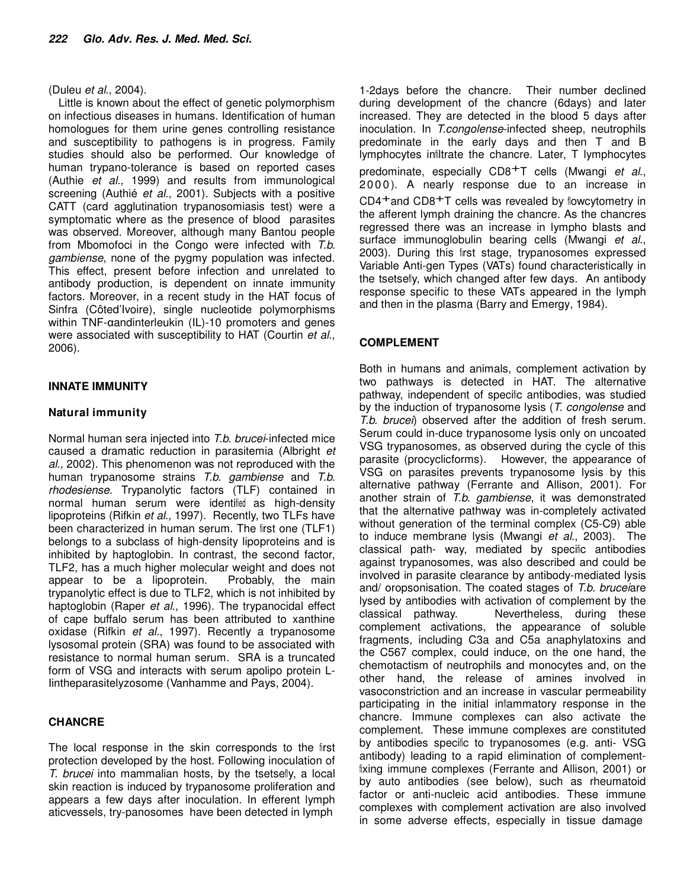(Duleu *et al*., 2004).

Little is known about the effect of genetic polymorphism on infectious diseases in humans. Identification of human homologues for them urine genes controlling resistance and susceptibility to pathogens is in progress. Family studies should also be performed. Our knowledge of human trypano-tolerance is based on reported cases (Authie *et al.,* 1999) and results from immunological screening (Authié *et al*., 2001). Subjects with a positive CATT (card agglutination trypanosomiasis test) were a symptomatic where as the presence of blood parasites was observed. Moreover, although many Bantou people from Mbomofoci in the Congo were infected with *T.b. gambiense*, none of the pygmy population was infected. This effect, present before infection and unrelated to antibody production, is dependent on innate immunity factors. Moreover, in a recent study in the HAT focus of Sinfra (Côted'Ivoire), single nucleotide polymorphisms within TNF-αandinterleukin (IL)-10 promoters and genes were associated with susceptibility to HAT (Courtin *et al*., 2006).

## INNATE IMMUNITY

### Natural immunity

Normal human sera injected into *T.b. brucei*-infected mice caused a dramatic reduction in parasitemia (Albright *et al.,* 2002). This phenomenon was not reproduced with the human trypanosome strains *T.b. gambiense* and *T.b. rhodesiense.* Trypanolytic factors (TLF) contained in normal human serum were identified as high-density lipoproteins (Rifkin *et al.,* 1997). Recently, two TLFs have been characterized in human serum. The first one (TLF1) belongs to a subclass of high-density lipoproteins and is inhibited by haptoglobin. In contrast, the second factor, TLF2, has a much higher molecular weight and does not appear to be a lipoprotein. Probably, the main trypanolytic effect is due to TLF2, which is not inhibited by haptoglobin (Raper *et al*., 1996). The trypanocidal effect of cape buffalo serum has been attributed to xanthine oxidase (Rifkin *et al*., 1997). Recently a trypanosome lysosomal protein (SRA) was found to be associated with resistance to normal human serum. SRA is a truncated form of VSG and interacts with serum apolipo protein L-Iintheparasitelyzosome (Vanhamme and Pays, 2004).

## CHANCRE

The local response in the skin corresponds to the first protection developed by the host. Following inoculation of *T. brucei* into mammalian hosts, by the tsetsefly, a local skin reaction is induced by trypanosome proliferation and appears a few days after inoculation. In efferent lymph aticvessels, try-panosomes have been detected in lymph 1-2days before the chancre. Their number declined during development of the chancre (6days) and later increased. They are detected in the blood 5 days after inoculation. In *T.congolense*-infected sheep, neutrophils predominate in the early days and then T and B lymphocytes infiltrate the chancre. Later, T lymphocytes predominate, especially $CD8^{+}$T cells (Mwangi *et al*., 2000). A nearly response due to an increase in $CD4^{+}$and $CD8^{+}$T cells was revealed by flowcytometry in the afferent lymph draining the chancre. As the chancres regressed there was an increase in lympho blasts and surface immunoglobulin bearing cells (Mwangi *et al*., 2003). During this first stage, trypanosomes expressed Variable Anti-gen Types (VATs) found characteristically in the tsetsefly, which changed after few days. An antibody response specific to these VATs appeared in the lymph and then in the plasma (Barry and Emergy, 1984).

## COMPLEMENT

Both in humans and animals, complement activation by two pathways is detected in HAT. The alternative pathway, independent of specific antibodies, was studied by the induction of trypanosome lysis (*T. congolense* and *T.b. brucei*) observed after the addition of fresh serum. Serum could in-duce trypanosome lysis only on uncoated VSG trypanosomes, as observed during the cycle of this parasite (procyclicforms). However, the appearance of VSG on parasites prevents trypanosome lysis by this alternative pathway (Ferrante and Allison, 2001). For another strain of *T.b. gambiense*, it was demonstrated that the alternative pathway was in-completely activated without generation of the terminal complex (C5-C9) able to induce membrane lysis (Mwangi *et al*., 2003). The classical path- way, mediated by specific antibodies against trypanosomes, was also described and could be involved in parasite clearance by antibody-mediated lysis and/ oropsonisation. The coated stages of *T.b. brucei*are lysed by antibodies with activation of complement by the classical pathway. Nevertheless, during these complement activations, the appearance of soluble fragments, including C3a and C5a anaphylatoxins and the C567 complex, could induce, on the one hand, the chemotactism of neutrophils and monocytes and, on the other hand, the release of amines involved in vasoconstriction and an increase in vascular permeability participating in the initial inflammatory response in the chancre. Immune complexes can also activate the complement. These immune complexes are constituted by antibodies specific to trypanosomes (e.g. anti- VSG antibody) leading to a rapid elimination of complement-fixing immune complexes (Ferrante and Allison, 2001) or by auto antibodies (see below), such as rheumatoid factor or anti-nucleic acid antibodies. These immune complexes with complement activation are also involved in some adverse effects, especially in tissue damage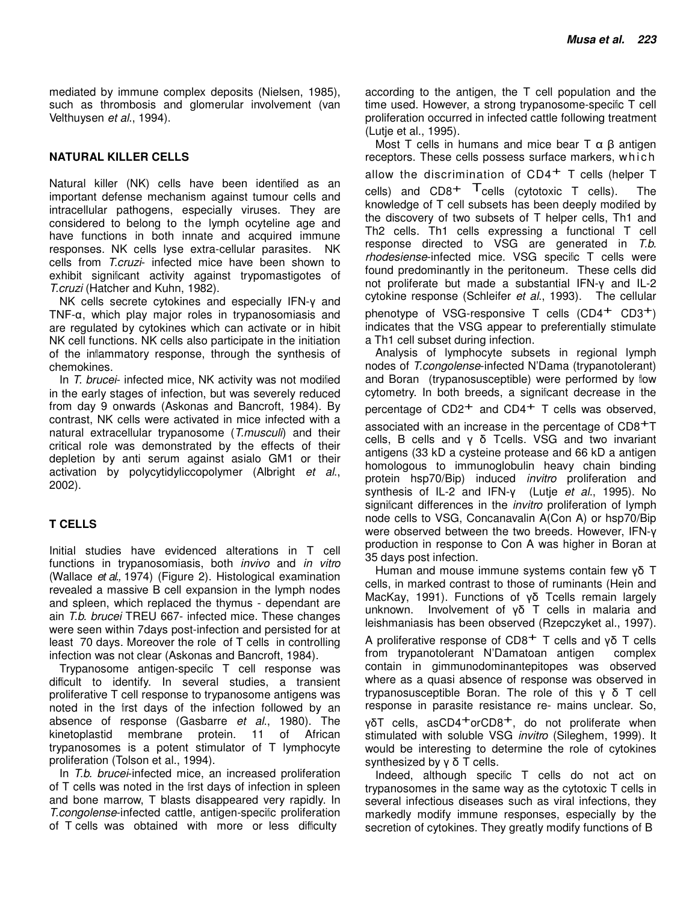mediated by immune complex deposits (Nielsen, 1985), such as thrombosis and glomerular involvement (van Velthuysen *et al*., 1994).

## NATURAL KILLER CELLS

Natural killer (NK) cells have been identified as an important defense mechanism against tumour cells and intracellular pathogens, especially viruses. They are considered to belong to the lymph ocyteline age and have functions in both innate and acquired immune responses. NK cells lyse extra-cellular parasites. NK cells from *T.cruzi*- infected mice have been shown to exhibit significant activity against trypomastigotes of *T.cruzi* (Hatcher and Kuhn, 1982).

NK cells secrete cytokines and especially IFN-γ and TNF-α, which play major roles in trypanosomiasis and are regulated by cytokines which can activate or in hibit NK cell functions. NK cells also participate in the initiation of the inflammatory response, through the synthesis of chemokines.

In *T. brucei*- infected mice, NK activity was not modified in the early stages of infection, but was severely reduced from day 9 onwards (Askonas and Bancroft, 1984). By contrast, NK cells were activated in mice infected with a natural extracellular trypanosome (*T.musculi*) and their critical role was demonstrated by the effects of their depletion by anti serum against asialo GM1 or their activation by polycytidyliccopolymer (Albright *et al*., 2002).

## T CELLS

Initial studies have evidenced alterations in T cell functions in trypanosomiasis, both *invivo* and *in vitro* (Wallace *et al.,* 1974) (Figure 2). Histological examination revealed a massive B cell expansion in the lymph nodes and spleen, which replaced the thymus - dependant are ain *T.b. brucei* TREU 667- infected mice. These changes were seen within 7days post-infection and persisted for at least 70 days. Moreover the role of T cells in controlling infection was not clear (Askonas and Bancroft, 1984).

Trypanosome antigen-specific T cell response was difficult to identify. In several studies, a transient proliferative T cell response to trypanosome antigens was noted in the first days of the infection followed by an absence of response (Gasbarre *et al*., 1980). The kinetoplastid membrane protein. 11 of African trypanosomes is a potent stimulator of T lymphocyte proliferation (Tolson et al., 1994).

In *T.b. brucei*-infected mice, an increased proliferation of T cells was noted in the first days of infection in spleen and bone marrow, T blasts disappeared very rapidly. In *T.congolense*-infected cattle, antigen-specific proliferation of T cells was obtained with more or less difficulty according to the antigen, the T cell population and the time used. However, a strong trypanosome-specific T cell proliferation occurred in infected cattle following treatment (Lutje et al., 1995).

Most T cells in humans and mice bear T α β antigen receptors. These cells possess surface markers, which allow the discrimination of $CD4^+$ T cells (helper T cells) and $CD8^+$ Tcells (cytotoxic T cells). The knowledge of T cell subsets has been deeply modified by the discovery of two subsets of T helper cells, Th1 and Th2 cells. Th1 cells expressing a functional T cell response directed to VSG are generated in *T.b. rhodesiense*-infected mice. VSG specific T cells were found predominantly in the peritoneum. These cells did not proliferate but made a substantial IFN-γ and IL-2 cytokine response (Schleifer *et al*., 1993). The cellular phenotype of VSG-responsive T cells ($CD4^+$ $CD3^+$) indicates that the VSG appear to preferentially stimulate a Th1 cell subset during infection.

Analysis of lymphocyte subsets in regional lymph nodes of *T.congolense*-infected N'Dama (trypanotolerant) and Boran (trypanosusceptible) were performed by flow cytometry. In both breeds, a significant decrease in the percentage of $CD2^+$ and $CD4^+$ T cells was observed, associated with an increase in the percentage of $CD8^+$T cells, B cells and γ δ Tcells. VSG and two invariant antigens (33 kD a cysteine protease and 66 kD a antigen homologous to immunoglobulin heavy chain binding protein hsp70/Bip) induced *invitro* proliferation and synthesis of IL-2 and IFN-γ (Lutje *et al*., 1995). No significant differences in the *invitro* proliferation of lymph node cells to VSG, Concanavalin A(Con A) or hsp70/Bip were observed between the two breeds. However, IFN-γ production in response to Con A was higher in Boran at 35 days post infection.

Human and mouse immune systems contain few γδ T cells, in marked contrast to those of ruminants (Hein and MacKay, 1991). Functions of γδ Tcells remain largely unknown. Involvement of γδ T cells in malaria and leishmaniasis has been observed (Rzepczyket al., 1997). A proliferative response of $CD8^+$ T cells and γδ T cells from trypanotolerant N'Damatoan antigen complex contain in gimmunodominantepitopes was observed where as a quasi absence of response was observed in trypanosusceptible Boran. The role of this γ δ T cell response in parasite resistance re- mains unclear. So, γδT cells, as$CD4^+$or$CD8^+$, do not proliferate when stimulated with soluble VSG *invitro* (Sileghem, 1999). It would be interesting to determine the role of cytokines synthesized by γ δ T cells.

Indeed, although specific T cells do not act on trypanosomes in the same way as the cytotoxic T cells in several infectious diseases such as viral infections, they markedly modify immune responses, especially by the secretion of cytokines. They greatly modify functions of B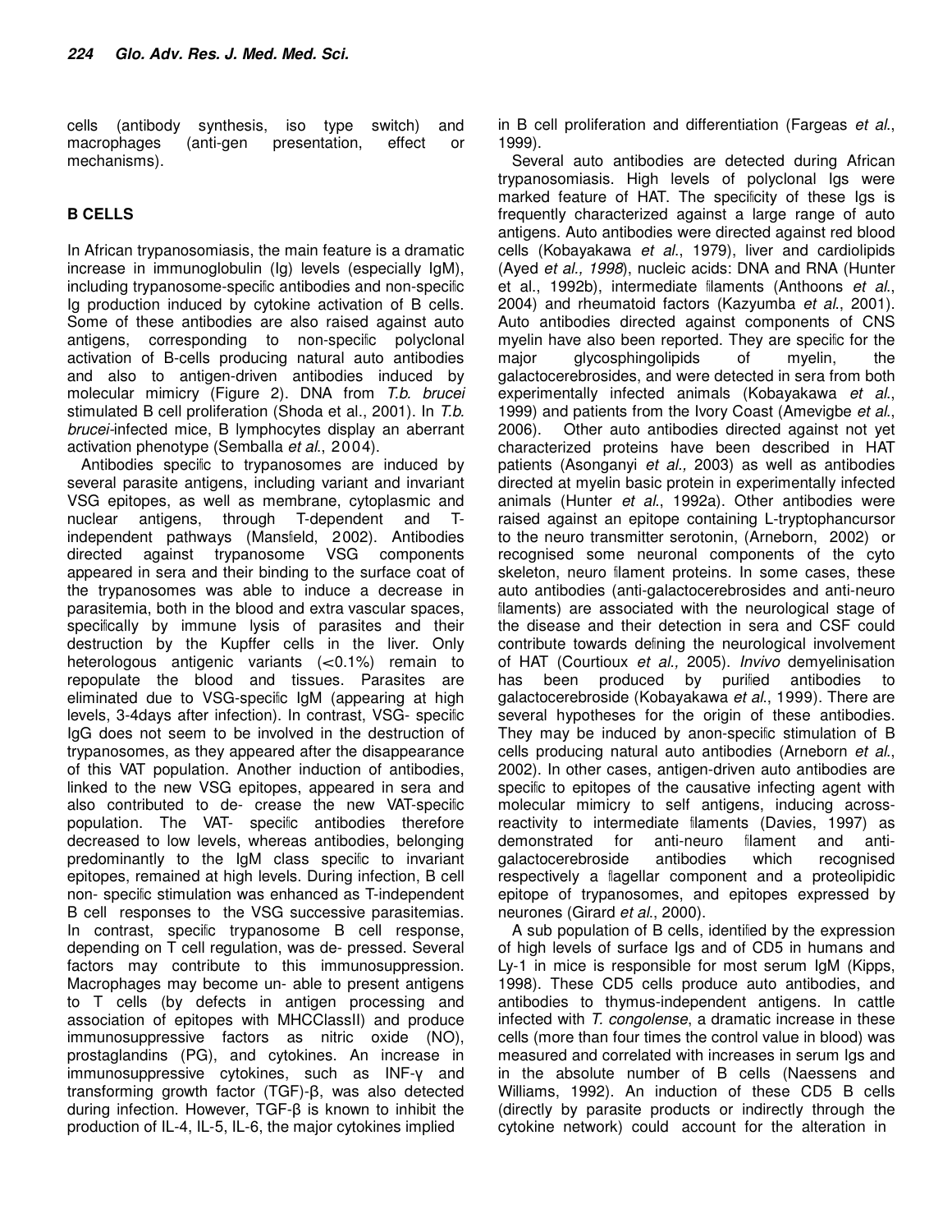cells (antibody synthesis, iso type switch) and macrophages (anti-gen presentation, effect or mechanisms).

## B CELLS

In African trypanosomiasis, the main feature is a dramatic increase in immunoglobulin (Ig) levels (especially IgM), including trypanosome-specific antibodies and non-specific Ig production induced by cytokine activation of B cells. Some of these antibodies are also raised against auto antigens, corresponding to non-specific polyclonal activation of B-cells producing natural auto antibodies and also to antigen-driven antibodies induced by molecular mimicry (Figure 2). DNA from *T.b. brucei* stimulated B cell proliferation (Shoda et al., 2001). In *T.b. brucei*-infected mice, B lymphocytes display an aberrant activation phenotype (Semballa *et al*., 2004).

Antibodies specific to trypanosomes are induced by several parasite antigens, including variant and invariant VSG epitopes, as well as membrane, cytoplasmic and nuclear antigens, through T-dependent and T-independent pathways (Mansfield, 2002). Antibodies directed against trypanosome VSG components appeared in sera and their binding to the surface coat of the trypanosomes was able to induce a decrease in parasitemia, both in the blood and extra vascular spaces, specifically by immune lysis of parasites and their destruction by the Kupffer cells in the liver. Only heterologous antigenic variants (<0.1%) remain to repopulate the blood and tissues. Parasites are eliminated due to VSG-specific IgM (appearing at high levels, 3-4days after infection). In contrast, VSG- specific IgG does not seem to be involved in the destruction of trypanosomes, as they appeared after the disappearance of this VAT population. Another induction of antibodies, linked to the new VSG epitopes, appeared in sera and also contributed to de- crease the new VAT-specific population. The VAT- specific antibodies therefore decreased to low levels, whereas antibodies, belonging predominantly to the IgM class specific to invariant epitopes, remained at high levels. During infection, B cell non- specific stimulation was enhanced as T-independent B cell responses to the VSG successive parasitemias. In contrast, specific trypanosome B cell response, depending on T cell regulation, was de- pressed. Several factors may contribute to this immunosuppression. Macrophages may become un- able to present antigens to T cells (by defects in antigen processing and association of epitopes with MHCClassII) and produce immunosuppressive factors as nitric oxide (NO), prostaglandins (PG), and cytokines. An increase in immunosuppressive cytokines, such as INF-γ and transforming growth factor (TGF)-β, was also detected during infection. However, TGF-β is known to inhibit the production of IL-4, IL-5, IL-6, the major cytokines implied in B cell proliferation and differentiation (Fargeas *et al*., 1999).

Several auto antibodies are detected during African trypanosomiasis. High levels of polyclonal Igs were marked feature of HAT. The specificity of these Igs is frequently characterized against a large range of auto antigens. Auto antibodies were directed against red blood cells (Kobayakawa *et al*., 1979), liver and cardiolipids (Ayed *et al., 1998*), nucleic acids: DNA and RNA (Hunter et al., 1992b), intermediate filaments (Anthoons *et al*., 2004) and rheumatoid factors (Kazyumba *et al*., 2001). Auto antibodies directed against components of CNS myelin have also been reported. They are specific for the major glycosphingolipids of myelin, the galactocerebrosides, and were detected in sera from both experimentally infected animals (Kobayakawa *et al*., 1999) and patients from the Ivory Coast (Amevigbe *et al*., 2006). Other auto antibodies directed against not yet characterized proteins have been described in HAT patients (Asonganyi *et al.,* 2003) as well as antibodies directed at myelin basic protein in experimentally infected animals (Hunter *et al*., 1992a). Other antibodies were raised against an epitope containing L-tryptophancursor to the neuro transmitter serotonin, (Arneborn, 2002) or recognised some neuronal components of the cyto skeleton, neuro filament proteins. In some cases, these auto antibodies (anti-galactocerebrosides and anti-neuro filaments) are associated with the neurological stage of the disease and their detection in sera and CSF could contribute towards defining the neurological involvement of HAT (Courtioux *et al.,* 2005). *Invivo* demyelinisation has been produced by purified antibodies to galactocerebroside (Kobayakawa *et al*., 1999). There are several hypotheses for the origin of these antibodies. They may be induced by anon-specific stimulation of B cells producing natural auto antibodies (Arneborn *et al*., 2002). In other cases, antigen-driven auto antibodies are specific to epitopes of the causative infecting agent with molecular mimicry to self antigens, inducing across-reactivity to intermediate filaments (Davies, 1997) as demonstrated for anti-neuro filament and anti-galactocerebroside antibodies which recognised respectively a flagellar component and a proteolipidic epitope of trypanosomes, and epitopes expressed by neurones (Girard *et al*., 2000).

A sub population of B cells, identified by the expression of high levels of surface Igs and of CD5 in humans and Ly-1 in mice is responsible for most serum IgM (Kipps, 1998). These CD5 cells produce auto antibodies, and antibodies to thymus-independent antigens. In cattle infected with *T. congolense*, a dramatic increase in these cells (more than four times the control value in blood) was measured and correlated with increases in serum Igs and in the absolute number of B cells (Naessens and Williams, 1992). An induction of these CD5 B cells (directly by parasite products or indirectly through the cytokine network) could account for the alteration in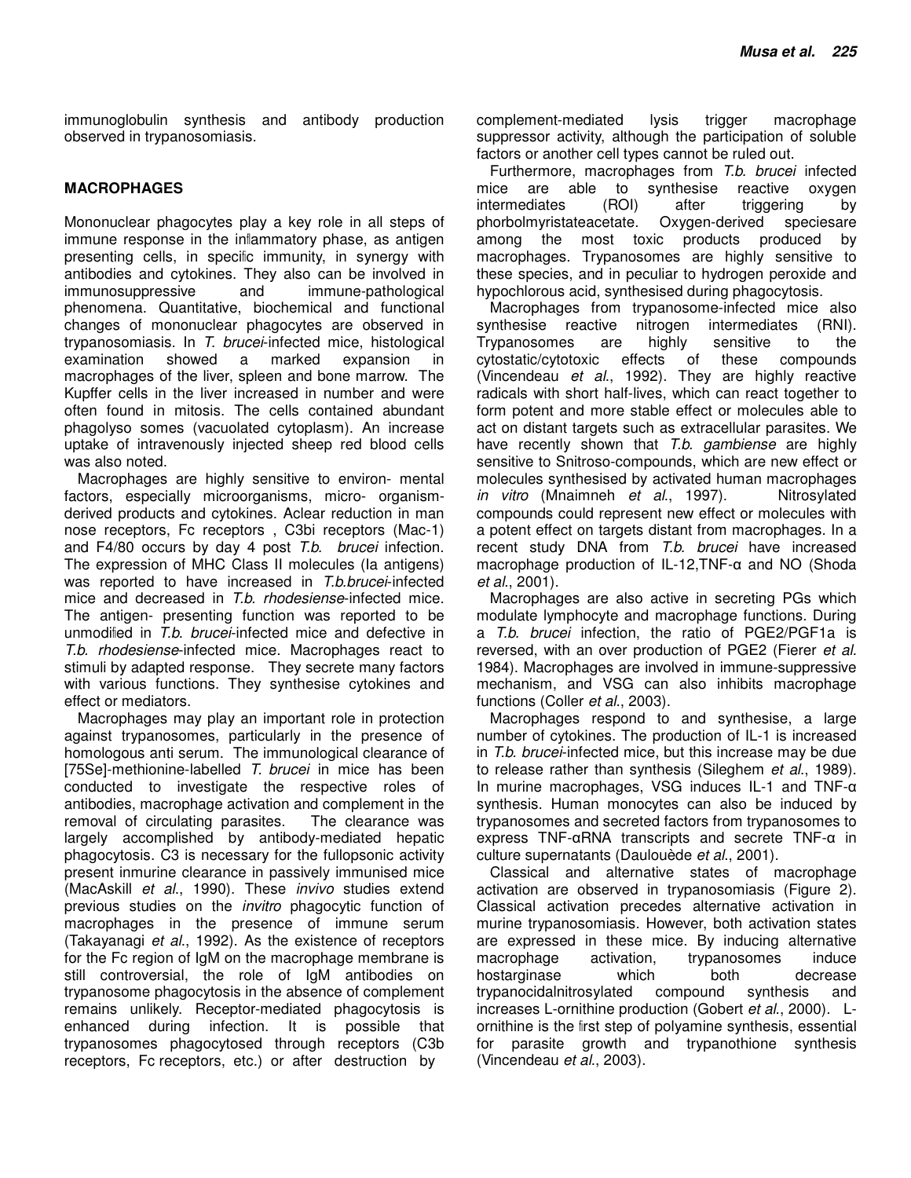immunoglobulin synthesis and antibody production observed in trypanosomiasis.

## MACROPHAGES

Mononuclear phagocytes play a key role in all steps of immune response in the inflammatory phase, as antigen presenting cells, in specific immunity, in synergy with antibodies and cytokines. They also can be involved in immunosuppressive and immune-pathological phenomena. Quantitative, biochemical and functional changes of mononuclear phagocytes are observed in trypanosomiasis. In *T. brucei*-infected mice, histological examination showed a marked expansion in macrophages of the liver, spleen and bone marrow. The Kupffer cells in the liver increased in number and were often found in mitosis. The cells contained abundant phagolyso somes (vacuolated cytoplasm). An increase uptake of intravenously injected sheep red blood cells was also noted.

Macrophages are highly sensitive to environ- mental factors, especially microorganisms, micro- organism-derived products and cytokines. Aclear reduction in man nose receptors, Fc receptors , C3bi receptors (Mac-1) and F4/80 occurs by day 4 post *T.b. brucei* infection. The expression of MHC Class II molecules (Ia antigens) was reported to have increased in *T.b.brucei*-infected mice and decreased in *T.b. rhodesiense*-infected mice. The antigen- presenting function was reported to be unmodified in *T.b. brucei*-infected mice and defective in *T.b. rhodesiense*-infected mice. Macrophages react to stimuli by adapted response. They secrete many factors with various functions. They synthesise cytokines and effect or mediators.

Macrophages may play an important role in protection against trypanosomes, particularly in the presence of homologous anti serum. The immunological clearance of [75Se]-methionine-labelled *T. brucei* in mice has been conducted to investigate the respective roles of antibodies, macrophage activation and complement in the removal of circulating parasites. The clearance was largely accomplished by antibody-mediated hepatic phagocytosis. C3 is necessary for the fullopsonic activity present inmurine clearance in passively immunised mice (MacAskill *et al*., 1990). These *invivo* studies extend previous studies on the *invitro* phagocytic function of macrophages in the presence of immune serum (Takayanagi *et al*., 1992). As the existence of receptors for the Fc region of IgM on the macrophage membrane is still controversial, the role of IgM antibodies on trypanosome phagocytosis in the absence of complement remains unlikely. Receptor-mediated phagocytosis is enhanced during infection. It is possible that trypanosomes phagocytosed through receptors (C3b receptors, Fc receptors, etc.) or after destruction by complement-mediated lysis trigger macrophage suppressor activity, although the participation of soluble factors or another cell types cannot be ruled out.

Furthermore, macrophages from *T.b. brucei* infected mice are able to synthesise reactive oxygen intermediates (ROI) after triggering by phorbolmyristateacetate. Oxygen-derived speciesare among the most toxic products produced by macrophages. Trypanosomes are highly sensitive to these species, and in peculiar to hydrogen peroxide and hypochlorous acid, synthesised during phagocytosis.

Macrophages from trypanosome-infected mice also synthesise reactive nitrogen intermediates (RNI). Trypanosomes are highly sensitive to the cytostatic/cytotoxic effects of these compounds (Vincendeau *et al*., 1992). They are highly reactive radicals with short half-lives, which can react together to form potent and more stable effect or molecules able to act on distant targets such as extracellular parasites. We have recently shown that *T.b. gambiense* are highly sensitive to Snitroso-compounds, which are new effect or molecules synthesised by activated human macrophages *in vitro* (Mnaimneh *et al*., 1997). Nitrosylated compounds could represent new effect or molecules with a potent effect on targets distant from macrophages. In a recent study DNA from *T.b. brucei* have increased macrophage production of IL-12,TNF-α and NO (Shoda *et al*., 2001).

Macrophages are also active in secreting PGs which modulate lymphocyte and macrophage functions. During a *T.b. brucei* infection, the ratio of PGE2/PGF1a is reversed, with an over production of PGE2 (Fierer *et al.* 1984). Macrophages are involved in immune-suppressive mechanism, and VSG can also inhibits macrophage functions (Coller *et al*., 2003).

Macrophages respond to and synthesise, a large number of cytokines. The production of IL-1 is increased in *T.b. brucei*-infected mice, but this increase may be due to release rather than synthesis (Sileghem *et al*., 1989). In murine macrophages, VSG induces IL-1 and TNF-α synthesis. Human monocytes can also be induced by trypanosomes and secreted factors from trypanosomes to express TNF-αRNA transcripts and secrete TNF-α in culture supernatants (Daulouède *et al*., 2001).

Classical and alternative states of macrophage activation are observed in trypanosomiasis (Figure 2). Classical activation precedes alternative activation in murine trypanosomiasis. However, both activation states are expressed in these mice. By inducing alternative macrophage activation, trypanosomes induce hostarginase which both decrease trypanocidalnitrosylated compound synthesis and increases L-ornithine production (Gobert *et al*., 2000). L-ornithine is the first step of polyamine synthesis, essential for parasite growth and trypanothione synthesis (Vincendeau *et al*., 2003).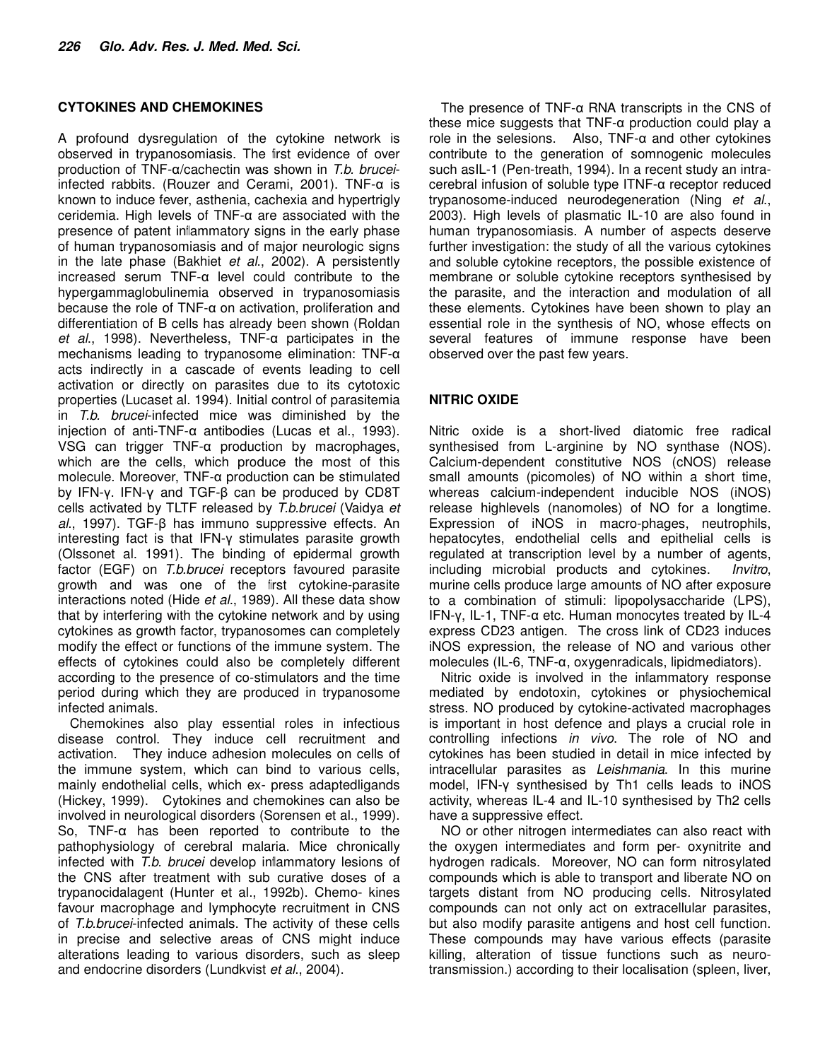## CYTOKINES AND CHEMOKINES

A profound dysregulation of the cytokine network is observed in trypanosomiasis. The first evidence of over production of TNF-α/cachectin was shown in *T.b. brucei*-infected rabbits. (Rouzer and Cerami, 2001). TNF-α is known to induce fever, asthenia, cachexia and hypertrigly ceridemia. High levels of TNF-α are associated with the presence of patent inflammatory signs in the early phase of human trypanosomiasis and of major neurologic signs in the late phase (Bakhiet *et al*., 2002). A persistently increased serum TNF-α level could contribute to the hypergammaglobulinemia observed in trypanosomiasis because the role of TNF-α on activation, proliferation and differentiation of B cells has already been shown (Roldan *et al*., 1998). Nevertheless, TNF-α participates in the mechanisms leading to trypanosome elimination: TNF-α acts indirectly in a cascade of events leading to cell activation or directly on parasites due to its cytotoxic properties (Lucaset al. 1994). Initial control of parasitemia in *T.b. brucei*-infected mice was diminished by the injection of anti-TNF-α antibodies (Lucas et al., 1993). VSG can trigger TNF-α production by macrophages, which are the cells, which produce the most of this molecule. Moreover, TNF-α production can be stimulated by IFN-γ. IFN-γ and TGF-β can be produced by CD8T cells activated by TLTF released by *T.b.brucei* (Vaidya *et al*., 1997). TGF-β has immuno suppressive effects. An interesting fact is that IFN-γ stimulates parasite growth (Olssonet al. 1991). The binding of epidermal growth factor (EGF) on *T.b.brucei* receptors favoured parasite growth and was one of the first cytokine-parasite interactions noted (Hide *et al*., 1989). All these data show that by interfering with the cytokine network and by using cytokines as growth factor, trypanosomes can completely modify the effect or functions of the immune system. The effects of cytokines could also be completely different according to the presence of co-stimulators and the time period during which they are produced in trypanosome infected animals.

Chemokines also play essential roles in infectious disease control. They induce cell recruitment and activation. They induce adhesion molecules on cells of the immune system, which can bind to various cells, mainly endothelial cells, which ex- press adaptedligands (Hickey, 1999). Cytokines and chemokines can also be involved in neurological disorders (Sorensen et al., 1999). So, TNF-α has been reported to contribute to the pathophysiology of cerebral malaria. Mice chronically infected with *T.b. brucei* develop inflammatory lesions of the CNS after treatment with sub curative doses of a trypanocidalagent (Hunter et al., 1992b). Chemo- kines favour macrophage and lymphocyte recruitment in CNS of *T.b.brucei*-infected animals. The activity of these cells in precise and selective areas of CNS might induce alterations leading to various disorders, such as sleep and endocrine disorders (Lundkvist *et al*., 2004).

The presence of TNF-α RNA transcripts in the CNS of these mice suggests that TNF-α production could play a role in the selesions. Also, TNF-α and other cytokines contribute to the generation of somnogenic molecules such asIL-1 (Pen-treath, 1994). In a recent study an intra-cerebral infusion of soluble type ITNF-α receptor reduced trypanosome-induced neurodegeneration (Ning *et al*., 2003). High levels of plasmatic IL-10 are also found in human trypanosomiasis. A number of aspects deserve further investigation: the study of all the various cytokines and soluble cytokine receptors, the possible existence of membrane or soluble cytokine receptors synthesised by the parasite, and the interaction and modulation of all these elements. Cytokines have been shown to play an essential role in the synthesis of NO, whose effects on several features of immune response have been observed over the past few years.

## NITRIC OXIDE

Nitric oxide is a short-lived diatomic free radical synthesised from L-arginine by NO synthase (NOS). Calcium-dependent constitutive NOS (cNOS) release small amounts (picomoles) of NO within a short time, whereas calcium-independent inducible NOS (iNOS) release highlevels (nanomoles) of NO for a longtime. Expression of iNOS in macro-phages, neutrophils, hepatocytes, endothelial cells and epithelial cells is regulated at transcription level by a number of agents, including microbial products and cytokines. *Invitro*, murine cells produce large amounts of NO after exposure to a combination of stimuli: lipopolysaccharide (LPS), IFN-γ, IL-1, TNF-α etc. Human monocytes treated by IL-4 express CD23 antigen. The cross link of CD23 induces iNOS expression, the release of NO and various other molecules (IL-6, TNF-α, oxygenradicals, lipidmediators).

Nitric oxide is involved in the inflammatory response mediated by endotoxin, cytokines or physiochemical stress. NO produced by cytokine-activated macrophages is important in host defence and plays a crucial role in controlling infections *in vivo*. The role of NO and cytokines has been studied in detail in mice infected by intracellular parasites as *Leishmania*. In this murine model, IFN-γ synthesised by Th1 cells leads to iNOS activity, whereas IL-4 and IL-10 synthesised by Th2 cells have a suppressive effect.

NO or other nitrogen intermediates can also react with the oxygen intermediates and form per- oxynitrite and hydrogen radicals. Moreover, NO can form nitrosylated compounds which is able to transport and liberate NO on targets distant from NO producing cells. Nitrosylated compounds can not only act on extracellular parasites, but also modify parasite antigens and host cell function. These compounds may have various effects (parasite killing, alteration of tissue functions such as neuro-transmission.) according to their localisation (spleen, liver,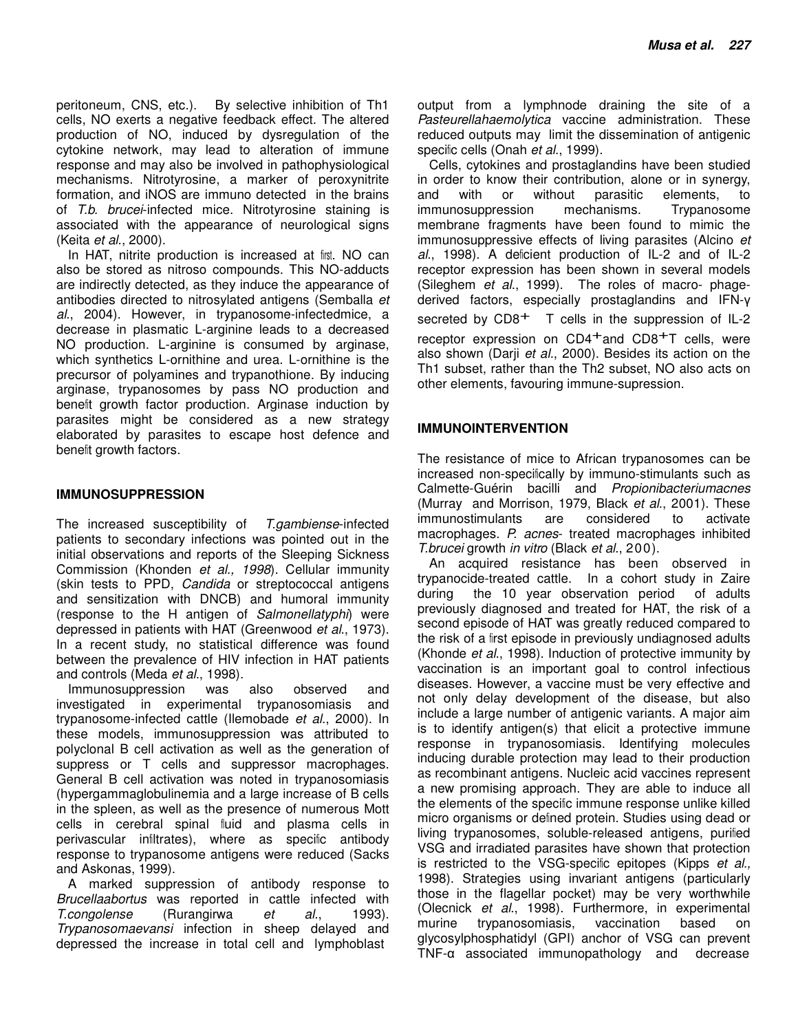peritoneum, CNS, etc.). By selective inhibition of Th1 cells, NO exerts a negative feedback effect. The altered production of NO, induced by dysregulation of the cytokine network, may lead to alteration of immune response and may also be involved in pathophysiological mechanisms. Nitrotyrosine, a marker of peroxynitrite formation, and iNOS are immuno detected in the brains of *T.b. brucei*-infected mice. Nitrotyrosine staining is associated with the appearance of neurological signs (Keita *et al*., 2000).

In HAT, nitrite production is increased at first. NO can also be stored as nitroso compounds. This NO-adducts are indirectly detected, as they induce the appearance of antibodies directed to nitrosylated antigens (Semballa *et al*., 2004). However, in trypanosome-infectedmice, a decrease in plasmatic L-arginine leads to a decreased NO production. L-arginine is consumed by arginase, which synthetics L-ornithine and urea. L-ornithine is the precursor of polyamines and trypanothione. By inducing arginase, trypanosomes by pass NO production and benefit growth factor production. Arginase induction by parasites might be considered as a new strategy elaborated by parasites to escape host defence and benefit growth factors.

## IMMUNOSUPPRESSION

The increased susceptibility of *T.gambiense*-infected patients to secondary infections was pointed out in the initial observations and reports of the Sleeping Sickness Commission (Khonden *et al., 1998*). Cellular immunity (skin tests to PPD, *Candida* or streptococcal antigens and sensitization with DNCB) and humoral immunity (response to the H antigen of *Salmonellatyphi*) were depressed in patients with HAT (Greenwood *et al*., 1973). In a recent study, no statistical difference was found between the prevalence of HIV infection in HAT patients and controls (Meda *et al*., 1998).

Immunosuppression was also observed and investigated in experimental trypanosomiasis and trypanosome-infected cattle (Ilemobade *et al*., 2000). In these models, immunosuppression was attributed to polyclonal B cell activation as well as the generation of suppress or T cells and suppressor macrophages. General B cell activation was noted in trypanosomiasis (hypergammaglobulinemia and a large increase of B cells in the spleen, as well as the presence of numerous Mott cells in cerebral spinal fluid and plasma cells in perivascular infiltrates), where as specific antibody response to trypanosome antigens were reduced (Sacks and Askonas, 1999).

A marked suppression of antibody response to *Brucellaabortus* was reported in cattle infected with *T.congolense* (Rurangirwa *et al*., 1993). *Trypanosomaevansi* infection in sheep delayed and depressed the increase in total cell and lymphoblast output from a lymphnode draining the site of a *Pasteurellahaemolytica* vaccine administration. These reduced outputs may limit the dissemination of antigenic specific cells (Onah *et al*., 1999).

Cells, cytokines and prostaglandins have been studied in order to know their contribution, alone or in synergy, and with or without parasitic elements, to immunosuppression mechanisms. Trypanosome membrane fragments have been found to mimic the immunosuppressive effects of living parasites (Alcino *et al*., 1998). A deficient production of IL-2 and of IL-2 receptor expression has been shown in several models (Sileghem *et al*., 1999). The roles of macro- phage-derived factors, especially prostaglandins and IFN-γ secreted by $CD8^+$ T cells in the suppression of IL-2 receptor expression on $CD4^+$and $CD8^+$T cells, were also shown (Darji *et al*., 2000). Besides its action on the Th1 subset, rather than the Th2 subset, NO also acts on other elements, favouring immune-supression.

## IMMUNOINTERVENTION

The resistance of mice to African trypanosomes can be increased non-specifically by immuno-stimulants such as Calmette-Guérin bacilli and *Propionibacteriumacnes* (Murray and Morrison, 1979, Black *et al*., 2001). These immunostimulants are considered to activate macrophages. *P. acnes*- treated macrophages inhibited *T.brucei* growth *in vitro* (Black *et al*., 200).

An acquired resistance has been observed in trypanocide-treated cattle. In a cohort study in Zaire during the 10 year observation period of adults previously diagnosed and treated for HAT, the risk of a second episode of HAT was greatly reduced compared to the risk of a first episode in previously undiagnosed adults (Khonde *et al*., 1998). Induction of protective immunity by vaccination is an important goal to control infectious diseases. However, a vaccine must be very effective and not only delay development of the disease, but also include a large number of antigenic variants. A major aim is to identify antigen(s) that elicit a protective immune response in trypanosomiasis. Identifying molecules inducing durable protection may lead to their production as recombinant antigens. Nucleic acid vaccines represent a new promising approach. They are able to induce all the elements of the specific immune response unlike killed micro organisms or defined protein. Studies using dead or living trypanosomes, soluble-released antigens, purified VSG and irradiated parasites have shown that protection is restricted to the VSG-specific epitopes (Kipps *et al.,* 1998). Strategies using invariant antigens (particularly those in the flagellar pocket) may be very worthwhile (Olecnick *et al*., 1998). Furthermore, in experimental murine trypanosomiasis, vaccination based on glycosylphosphatidyl (GPI) anchor of VSG can prevent TNF-α associated immunopathology and decrease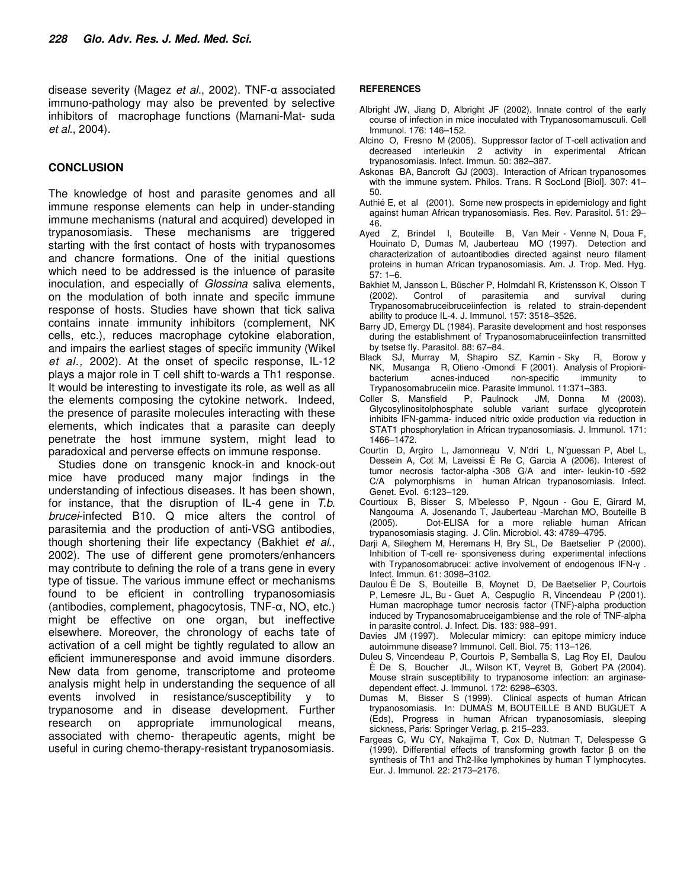disease severity (Magez *et al*., 2002). TNF-α associated immuno-pathology may also be prevented by selective inhibitors of macrophage functions (Mamani-Mat- suda *et al*., 2004).

## CONCLUSION

The knowledge of host and parasite genomes and all immune response elements can help in under-standing immune mechanisms (natural and acquired) developed in trypanosomiasis. These mechanisms are triggered starting with the first contact of hosts with trypanosomes and chancre formations. One of the initial questions which need to be addressed is the influence of parasite inoculation, and especially of *Glossina* saliva elements, on the modulation of both innate and specific immune response of hosts. Studies have shown that tick saliva contains innate immunity inhibitors (complement, NK cells, etc.), reduces macrophage cytokine elaboration, and impairs the earliest stages of specific immunity (Wikel *et al.,* 2002). At the onset of specific response, IL-12 plays a major role in T cell shift to-wards a Th1 response. It would be interesting to investigate its role, as well as all the elements composing the cytokine network. Indeed, the presence of parasite molecules interacting with these elements, which indicates that a parasite can deeply penetrate the host immune system, might lead to paradoxical and perverse effects on immune response.

Studies done on transgenic knock-in and knock-out mice have produced many major findings in the understanding of infectious diseases. It has been shown, for instance, that the disruption of IL-4 gene in *T.b. brucei*-infected B10. Q mice alters the control of parasitemia and the production of anti-VSG antibodies, though shortening their life expectancy (Bakhiet *et al*., 2002). The use of different gene promoters/enhancers may contribute to defining the role of a trans gene in every type of tissue. The various immune effect or mechanisms found to be efficient in controlling trypanosomiasis (antibodies, complement, phagocytosis, TNF-α, NO, etc.) might be effective on one organ, but ineffective elsewhere. Moreover, the chronology of eachs tate of activation of a cell might be tightly regulated to allow an efficient immuneresponse and avoid immune disorders. New data from genome, transcriptome and proteome analysis might help in understanding the sequence of all events involved in resistance/susceptibility y to trypanosome and in disease development. Further research on appropriate immunological means, associated with chemo- therapeutic agents, might be useful in curing chemo-therapy-resistant trypanosomiasis.

### REFERENCES

Albright JW, Jiang D, Albright JF (2002). Innate control of the early course of infection in mice inoculated with Trypanosomamusculi. Cell Immunol. 176: 146–152.

Alcino O, Fresno M (2005). Suppressor factor of T-cell activation and decreased interleukin 2 activity in experimental African trypanosomiasis. Infect. Immun. 50: 382–387.

Askonas BA, Bancroft GJ (2003). Interaction of African trypanosomes with the immune system. Philos. Trans. R SocLond [Biol]. 307: 41–50.

Authié E, et al (2001). Some new prospects in epidemiology and fight against human African trypanosomiasis. Res. Rev. Parasitol. 51: 29–46.

Ayed Z, Brindel I, Bouteille B, Van Meir - Venne N, Doua F, Houinato D, Dumas M, Jauberteau MO (1997). Detection and characterization of autoantibodies directed against neuro filament proteins in human African trypanosomiasis. Am. J. Trop. Med. Hyg. 57: 1–6.

Bakhiet M, Jansson L, Büscher P, Holmdahl R, Kristensson K, Olsson T (2002). Control of parasitemia and survival during Trypanosomabruceibruceiinfection is related to strain-dependent ability to produce IL-4. J. Immunol. 157: 3518–3526.

Barry JD, Emergy DL (1984). Parasite development and host responses during the establishment of Trypanosomabruceiinfection transmitted by tsetse fly. Parasitol. 88: 67–84.

Black SJ, Murray M, Shapiro SZ, Kamin - Sky R, Borow y NK, Musanga R, Otieno -Omondi F (2001). Analysis of Propioni-bacterium acnes-induced non-specific immunity to Trypanosomabruceiin mice. Parasite Immunol. 11:371–383.

Coller S, Mansfield P, Paulnock JM, Donna M (2003). Glycosylinositolphosphate soluble variant surface glycoprotein inhibits IFN-gamma- induced nitric oxide production via reduction in STAT1 phosphorylation in African trypanosomiasis. J. Immunol. 171: 1466–1472.

Courtin D, Argiro L, Jamonneau V, N'dri L, N'guessan P, Abel L, Dessein A, Cot M, Laveissi È Re C, Garcia A (2006). Interest of tumor necrosis factor-alpha -308 G/A and inter- leukin-10 -592 C/A polymorphisms in human African trypanosomiasis. Infect. Genet. Evol. 6:123–129.

Courtioux B, Bisser S, M'belesso P, Ngoun - Gou E, Girard M, Nangouma A, Josenando T, Jauberteau -Marchan MO, Bouteille B (2005). Dot-ELISA for a more reliable human African trypanosomiasis staging. J. Clin. Microbiol. 43: 4789–4795.

Darji A, Sileghem M, Heremans H, Bry SL, De Baetselier P (2000). Inhibition of T-cell re- sponsiveness during experimental infections with Trypanosomabrucei: active involvement of endogenous IFN-γ . Infect. Immun. 61: 3098–3102.

Daulou È De S, Bouteille B, Moynet D, De Baetselier P, Courtois P, Lemesre JL, Bu - Guet A, Cespuglio R, Vincendeau P (2001). Human macrophage tumor necrosis factor (TNF)-alpha production induced by Trypanosomabruceigambiense and the role of TNF-alpha in parasite control. J. Infect. Dis. 183: 988–991.

Davies JM (1997). Molecular mimicry: can epitope mimicry induce autoimmune disease? Immunol. Cell. Biol. 75: 113–126.

Duleu S, Vincendeau P, Courtois P, Semballa S, Lag Roy EI, Daulou È De S, Boucher JL, Wilson KT, Veyret B, Gobert PA (2004). Mouse strain susceptibility to trypanosome infection: an arginase-dependent effect. J. Immunol. 172: 6298–6303.

Dumas M, Bisser S (1999). Clinical aspects of human African trypanosomiasis. In: DUMAS M, BOUTEILLE B AND BUGUET A (Eds), Progress in human African trypanosomiasis, sleeping sickness, Paris: Springer Verlag, p. 215–233.

Fargeas C, Wu CY, Nakajima T, Cox D, Nutman T, Delespesse G (1999). Differential effects of transforming growth factor β on the synthesis of Th1 and Th2-like lymphokines by human T lymphocytes. Eur. J. Immunol. 22: 2173–2176.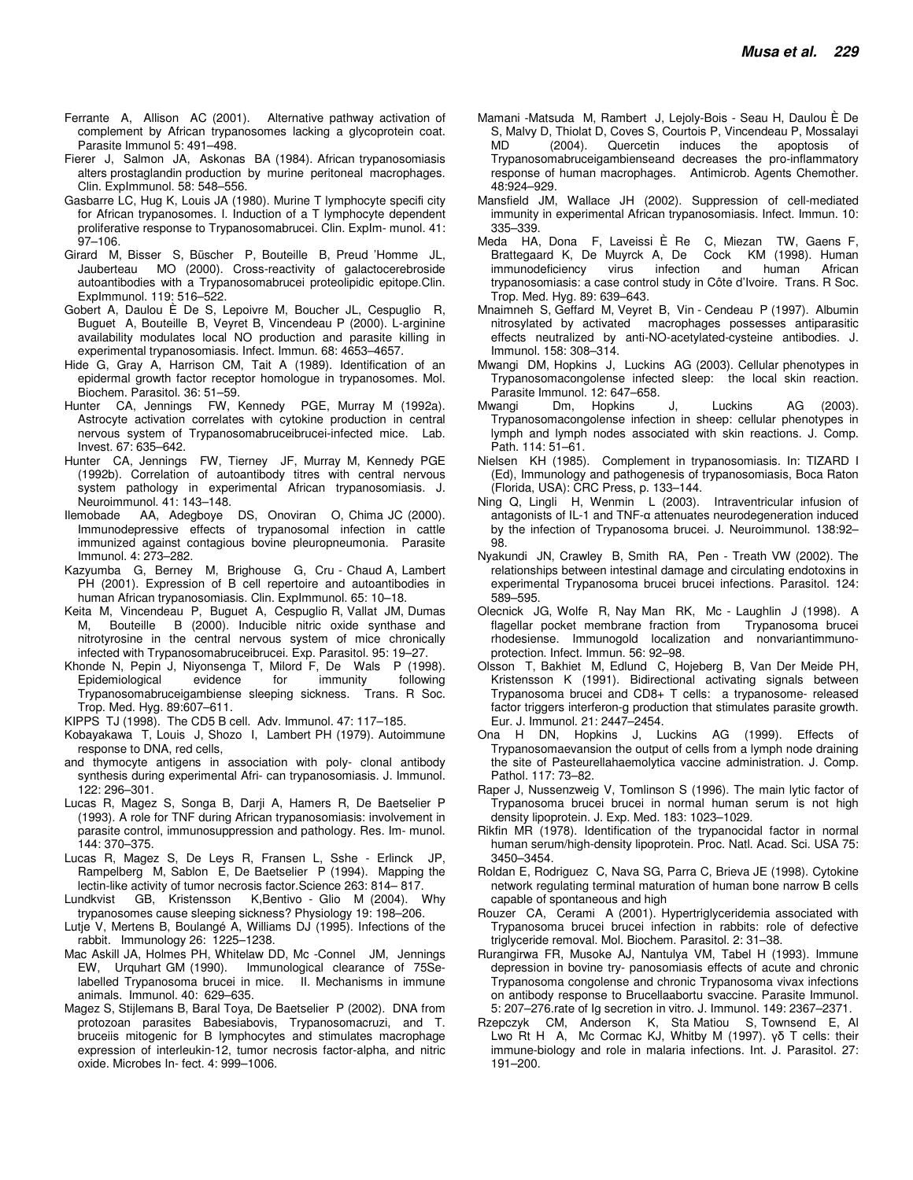Ferrante A, Allison AC (2001). Alternative pathway activation of complement by African trypanosomes lacking a glycoprotein coat. Parasite Immunol 5: 491–498.

Fierer J, Salmon JA, Askonas BA (1984). African trypanosomiasis alters prostaglandin production by murine peritoneal macrophages. Clin. ExpImmunol. 58: 548–556.

Gasbarre LC, Hug K, Louis JA (1980). Murine T lymphocyte specifi city for African trypanosomes. I. Induction of a T lymphocyte dependent proliferative response to Trypanosomabrucei. Clin. ExpIm- munol. 41: 97–106.

Girard M, Bisser S, Büscher P, Bouteille B, Preud 'Homme JL, Jauberteau MO (2000). Cross-reactivity of galactocerebroside autoantibodies with a Trypanosomabrucei proteolipidic epitope.Clin. ExpImmunol. 119: 516–522.

Gobert A, Daulou È De S, Lepoivre M, Boucher JL, Cespuglio R, Buguet A, Bouteille B, Veyret B, Vincendeau P (2000). L-arginine availability modulates local NO production and parasite killing in experimental trypanosomiasis. Infect. Immun. 68: 4653–4657.

Hide G, Gray A, Harrison CM, Tait A (1989). Identification of an epidermal growth factor receptor homologue in trypanosomes. Mol. Biochem. Parasitol. 36: 51–59.

Hunter CA, Jennings FW, Kennedy PGE, Murray M (1992a). Astrocyte activation correlates with cytokine production in central nervous system of Trypanosomabruceibrucei-infected mice. Lab. Invest. 67: 635–642.

Hunter CA, Jennings FW, Tierney JF, Murray M, Kennedy PGE (1992b). Correlation of autoantibody titres with central nervous system pathology in experimental African trypanosomiasis. J. Neuroimmunol. 41: 143–148.

Ilemobade AA, Adegboye DS, Onoviran O, Chima JC (2000). Immunodepressive effects of trypanosomal infection in cattle immunized against contagious bovine pleuropneumonia. Parasite Immunol. 4: 273–282.

Kazyumba G, Berney M, Brighouse G, Cru - Chaud A, Lambert PH (2001). Expression of B cell repertoire and autoantibodies in human African trypanosomiasis. Clin. ExpImmunol. 65: 10–18.

Keita M, Vincendeau P, Buguet A, Cespuglio R, Vallat JM, Dumas M, Bouteille B (2000). Inducible nitric oxide synthase and nitrotyrosine in the central nervous system of mice chronically infected with Trypanosomabruceibrucei. Exp. Parasitol. 95: 19–27.

Khonde N, Pepin J, Niyonsenga T, Milord F, De Wals P (1998). Epidemiological evidence for immunity following Trypanosomabruceigambiense sleeping sickness. Trans. R Soc. Trop. Med. Hyg. 89:607–611.

KIPPS TJ (1998). The CD5 B cell. Adv. Immunol. 47: 117–185.

Kobayakawa T, Louis J, Shozo I, Lambert PH (1979). Autoimmune response to DNA, red cells,

and thymocyte antigens in association with poly- clonal antibody synthesis during experimental Afri- can trypanosomiasis. J. Immunol. 122: 296–301.

Lucas R, Magez S, Songa B, Darji A, Hamers R, De Baetselier P (1993). A role for TNF during African trypanosomiasis: involvement in parasite control, immunosuppression and pathology. Res. Im- munol. 144: 370–375.

Lucas R, Magez S, De Leys R, Fransen L, Sshe - Erlinck JP, Rampelberg M, Sablon E, De Baetselier P (1994). Mapping the lectin-like activity of tumor necrosis factor.Science 263: 814– 817.

Lundkvist GB, Kristensson K,Bentivo - Glio M (2004). Why trypanosomes cause sleeping sickness? Physiology 19: 198–206.

Lutje V, Mertens B, Boulangé A, Williams DJ (1995). Infections of the rabbit. Immunology 26: 1225–1238.

Mac Askill JA, Holmes PH, Whitelaw DD, Mc -Connel JM, Jennings EW, Urquhart GM (1990). Immunological clearance of 75Se-labelled Trypanosoma brucei in mice. II. Mechanisms in immune animals. Immunol. 40: 629–635.

Magez S, Stijlemans B, Baral Toya, De Baetselier P (2002). DNA from protozoan parasites Babesiabovis, Trypanosomacruzi, and T. bruceiis mitogenic for B lymphocytes and stimulates macrophage expression of interleukin-12, tumor necrosis factor-alpha, and nitric oxide. Microbes In- fect. 4: 999–1006.

Mamani -Matsuda M, Rambert J, Lejoly-Bois - Seau H, Daulou È De S, Malvy D, Thiolat D, Coves S, Courtois P, Vincendeau P, Mossalayi MD (2004). Quercetin induces the apoptosis of Trypanosomabruceigambienseand decreases the pro-inflammatory response of human macrophages. Antimicrob. Agents Chemother. 48:924–929.

Mansfield JM, Wallace JH (2002). Suppression of cell-mediated immunity in experimental African trypanosomiasis. Infect. Immun. 10: 335–339.

Meda HA, Dona F, Laveissi È Re C, Miezan TW, Gaens F, Brattegaard K, De Muyrck A, De Cock KM (1998). Human immunodeficiency virus infection and human African trypanosomiasis: a case control study in Côte d'Ivoire. Trans. R Soc. Trop. Med. Hyg. 89: 639–643.

Mnaimneh S, Geffard M, Veyret B, Vin - Cendeau P (1997). Albumin nitrosylated by activated macrophages possesses antiparasitic effects neutralized by anti-NO-acetylated-cysteine antibodies. J. Immunol. 158: 308–314.

Mwangi DM, Hopkins J, Luckins AG (2003). Cellular phenotypes in Trypanosomacongolense infected sleep: the local skin reaction. Parasite Immunol. 12: 647–658.

Mwangi Dm, Hopkins J, Luckins AG (2003). Trypanosomacongolense infection in sheep: cellular phenotypes in lymph and lymph nodes associated with skin reactions. J. Comp. Path. 114: 51–61.

Nielsen KH (1985). Complement in trypanosomiasis. In: TIZARD I (Ed), Immunology and pathogenesis of trypanosomiasis, Boca Raton (Florida, USA): CRC Press, p. 133–144.

Ning Q, Lingli H, Wenmin L (2003). Intraventricular infusion of antagonists of IL-1 and TNF-α attenuates neurodegeneration induced by the infection of Trypanosoma brucei. J. Neuroimmunol. 138:92–98.

Nyakundi JN, Crawley B, Smith RA, Pen - Treath VW (2002). The relationships between intestinal damage and circulating endotoxins in experimental Trypanosoma brucei brucei infections. Parasitol. 124: 589–595.

Olecnick JG, Wolfe R, Nay Man RK, Mc - Laughlin J (1998). A flagellar pocket membrane fraction from Trypanosoma brucei rhodesiense. Immunogold localization and nonvariantimmuno-protection. Infect. Immun. 56: 92–98.

Olsson T, Bakhiet M, Edlund C, Hojeberg B, Van Der Meide PH, Kristensson K (1991). Bidirectional activating signals between Trypanosoma brucei and CD8+ T cells: a trypanosome- released factor triggers interferon-g production that stimulates parasite growth. Eur. J. Immunol. 21: 2447–2454.

Ona H DN, Hopkins J, Luckins AG (1999). Effects of Trypanosomaevansion the output of cells from a lymph node draining the site of Pasteurellahaemolytica vaccine administration. J. Comp. Pathol. 117: 73–82.

Raper J, Nussenzweig V, Tomlinson S (1996). The main lytic factor of Trypanosoma brucei brucei in normal human serum is not high density lipoprotein. J. Exp. Med. 183: 1023–1029.

Rikfin MR (1978). Identification of the trypanocidal factor in normal human serum/high-density lipoprotein. Proc. Natl. Acad. Sci. USA 75: 3450–3454.

Roldan E, Rodriguez C, Nava SG, Parra C, Brieva JE (1998). Cytokine network regulating terminal maturation of human bone narrow B cells capable of spontaneous and high

Rouzer CA, Cerami A (2001). Hypertriglyceridemia associated with Trypanosoma brucei brucei infection in rabbits: role of defective triglyceride removal. Mol. Biochem. Parasitol. 2: 31–38.

Rurangirwa FR, Musoke AJ, Nantulya VM, Tabel H (1993). Immune depression in bovine try- panosomiasis effects of acute and chronic Trypanosoma congolense and chronic Trypanosoma vivax infections on antibody response to Brucellaabortu svaccine. Parasite Immunol. 5: 207–276.rate of Ig secretion in vitro. J. Immunol. 149: 2367–2371.

Rzepczyk CM, Anderson K, Sta Matiou S, Townsend E, Al Lwo Rt H A, Mc Cormac KJ, Whitby M (1997). γδ T cells: their immune-biology and role in malaria infections. Int. J. Parasitol. 27: 191–200.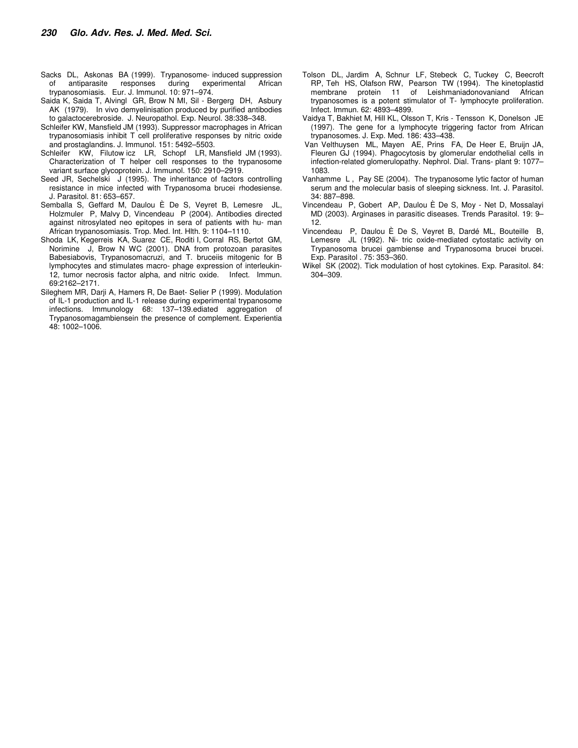Sacks DL, Askonas BA (1999). Trypanosome- induced suppression of antiparasite responses during experimental African trypanosomiasis. Eur. J. Immunol. 10: 971–974.

Saida K, Saida T, Alvingl GR, Brow N MI, Sil - Bergerg DH, Asbury AK (1979). In vivo demyelinisation produced by purified antibodies to galactocerebroside. J. Neuropathol. Exp. Neurol. 38:338–348.

Schleifer KW, Mansfield JM (1993). Suppressor macrophages in African trypanosomiasis inhibit T cell proliferative responses by nitric oxide and prostaglandins. J. Immunol. 151: 5492–5503.

Schleifer KW, Filutow icz LR, Schopf LR, Mansfield JM (1993). Characterization of T helper cell responses to the trypanosome variant surface glycoprotein. J. Immunol. 150: 2910–2919.

Seed JR, Sechelski J (1995). The inheritance of factors controlling resistance in mice infected with Trypanosoma brucei rhodesiense. J. Parasitol. 81: 653–657.

Semballa S, Geffard M, Daulou È De S, Veyret B, Lemesre JL, Holzmuler P, Malvy D, Vincendeau P (2004). Antibodies directed against nitrosylated neo epitopes in sera of patients with hu- man African trypanosomiasis. Trop. Med. Int. Hlth. 9: 1104–1110.

Shoda LK, Kegerreis KA, Suarez CE, Roditi I, Corral RS, Bertot GM, Norimine J, Brow N WC (2001). DNA from protozoan parasites Babesiabovis, Trypanosomacruzi, and T. bruceiis mitogenic for B lymphocytes and stimulates macro- phage expression of interleukin-12, tumor necrosis factor alpha, and nitric oxide. Infect. Immun. 69:2162–2171.

Sileghem MR, Darji A, Hamers R, De Baet- Selier P (1999). Modulation of IL-1 production and IL-1 release during experimental trypanosome infections. Immunology 68: 137–139.ediated aggregation of Trypanosomagambiensein the presence of complement. Experientia 48: 1002–1006.

Tolson DL, Jardim A, Schnur LF, Stebeck C, Tuckey C, Beecroft RP, Teh HS, Olafson RW, Pearson TW (1994). The kinetoplastid membrane protein 11 of Leishmaniadonovaniand African trypanosomes is a potent stimulator of T- lymphocyte proliferation. Infect. Immun. 62: 4893–4899.

Vaidya T, Bakhiet M, Hill KL, Olsson T, Kris - Tensson K, Donelson JE (1997). The gene for a lymphocyte triggering factor from African trypanosomes. J. Exp. Med. 186: 433–438.

Van Velthuysen ML, Mayen AE, Prins FA, De Heer E, Bruijn JA, Fleuren GJ (1994). Phagocytosis by glomerular endothelial cells in infection-related glomerulopathy. Nephrol. Dial. Trans- plant 9: 1077–1083.

Vanhamme L , Pay SE (2004). The trypanosome lytic factor of human serum and the molecular basis of sleeping sickness. Int. J. Parasitol. 34: 887–898.

Vincendeau P, Gobert AP, Daulou È De S, Moy - Net D, Mossalayi MD (2003). Arginases in parasitic diseases. Trends Parasitol. 19: 9–12.

Vincendeau P, Daulou È De S, Veyret B, Dardé ML, Bouteille B, Lemesre JL (1992). Ni- tric oxide-mediated cytostatic activity on Trypanosoma brucei gambiense and Trypanosoma brucei brucei. Exp. Parasitol . 75: 353–360.

Wikel SK (2002). Tick modulation of host cytokines. Exp. Parasitol. 84: 304–309.